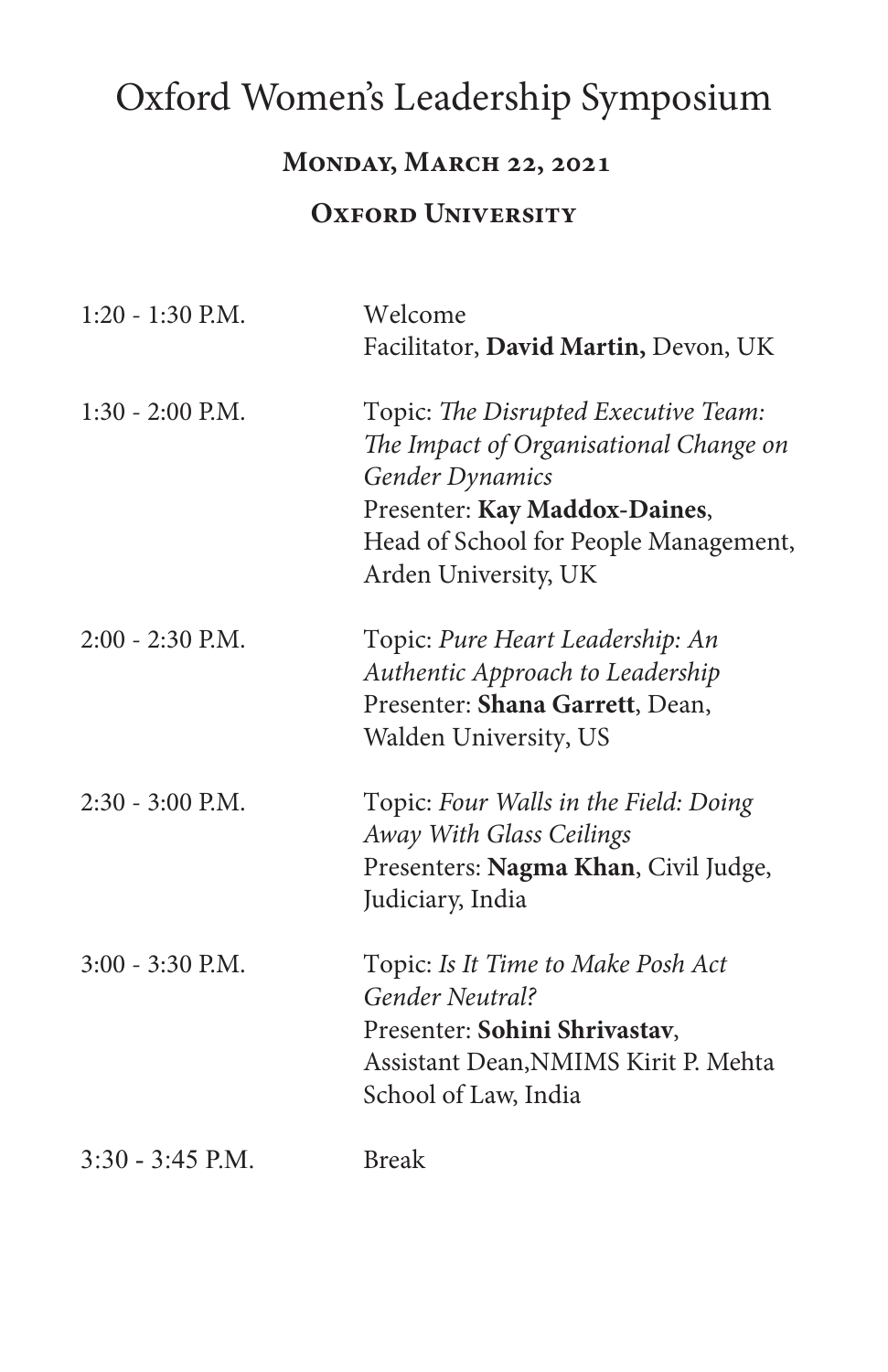# Oxford Women's Leadership Symposium

## Monday, March 22, 2021

## Oxford University

| | |
|---|---|
| 1:20 - 1:30 P.M. | Welcome<br>Facilitator, **David Martin,** Devon, UK |
| 1:30 - 2:00 P.M. | Topic: *The Disrupted Executive Team: The Impact of Organisational Change on Gender Dynamics*<br>Presenter: **Kay Maddox-Daines**, Head of School for People Management, Arden University, UK |
| 2:00 - 2:30 P.M. | Topic: *Pure Heart Leadership: An Authentic Approach to Leadership*<br>Presenter: **Shana Garrett**, Dean, Walden University, US |
| 2:30 - 3:00 P.M. | Topic: *Four Walls in the Field: Doing Away With Glass Ceilings*<br>Presenters: **Nagma Khan**, Civil Judge, Judiciary, India |
| 3:00 - 3:30 P.M. | Topic: *Is It Time to Make Posh Act Gender Neutral?*<br>Presenter: **Sohini Shrivastav**, Assistant Dean,NMIMS Kirit P. Mehta School of Law, India |
| 3:30 - 3:45 P.M. | Break |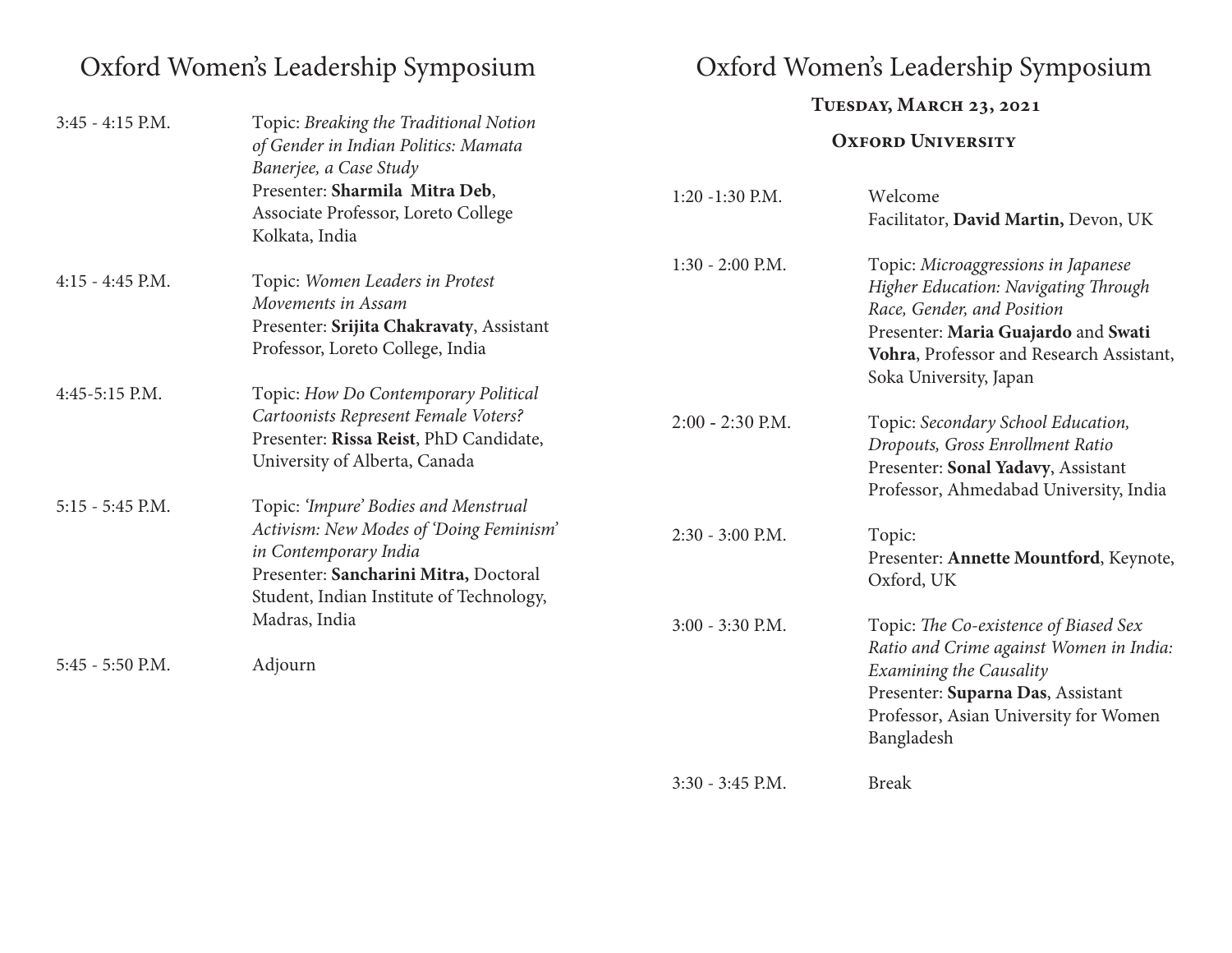# Oxford Women's Leadership Symposium

| | |
|---|---|
| 3:45 - 4:15 P.M. | Topic: *Breaking the Traditional Notion of Gender in Indian Politics: Mamata Banerjee, a Case Study*<br>Presenter: **Sharmila Mitra Deb**, Associate Professor, Loreto College Kolkata, India |
| 4:15 - 4:45 P.M. | Topic: *Women Leaders in Protest Movements in Assam*<br>Presenter: **Srijita Chakravaty**, Assistant Professor, Loreto College, India |
| 4:45-5:15 P.M. | Topic: *How Do Contemporary Political Cartoonists Represent Female Voters?*<br>Presenter: **Rissa Reist**, PhD Candidate, University of Alberta, Canada |
| 5:15 - 5:45 P.M. | Topic: *'Impure' Bodies and Menstrual Activism: New Modes of 'Doing Feminism' in Contemporary India*<br>Presenter: **Sancharini Mitra,** Doctoral Student, Indian Institute of Technology, Madras, India |
| 5:45 - 5:50 P.M. | Adjourn |

# Oxford Women's Leadership Symposium

**Tuesday, March 23, 2021**

**Oxford University**

| | |
|---|---|
| 1:20 -1:30 P.M. | Welcome<br>Facilitator, **David Martin,** Devon, UK |
| 1:30 - 2:00 P.M. | Topic: *Microaggressions in Japanese Higher Education: Navigating Through Race, Gender, and Position*<br>Presenter: **Maria Guajardo** and **Swati Vohra**, Professor and Research Assistant, Soka University, Japan |
| 2:00 - 2:30 P.M. | Topic: *Secondary School Education, Dropouts, Gross Enrollment Ratio*<br>Presenter: **Sonal Yadavy**, Assistant Professor, Ahmedabad University, India |
| 2:30 - 3:00 P.M. | Topic:<br>Presenter: **Annette Mountford**, Keynote, Oxford, UK |
| 3:00 - 3:30 P.M. | Topic: *The Co-existence of Biased Sex Ratio and Crime against Women in India: Examining the Causality*<br>Presenter: **Suparna Das**, Assistant Professor, Asian University for Women Bangladesh |
| 3:30 - 3:45 P.M. | Break |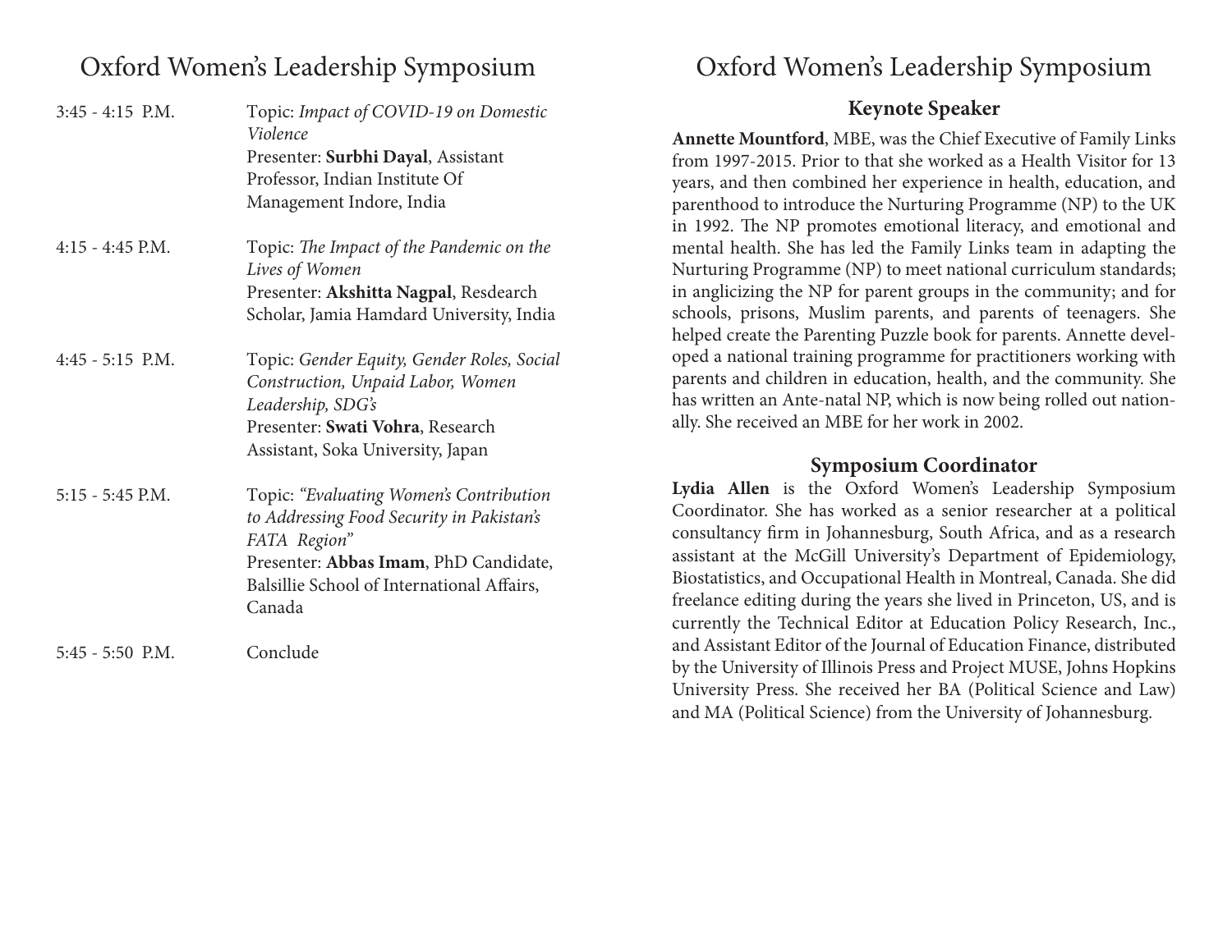# Oxford Women's Leadership Symposium

| | |
|---|---|
| 3:45 - 4:15 P.M. | Topic: *Impact of COVID-19 on Domestic Violence*<br>Presenter: **Surbhi Dayal**, Assistant Professor, Indian Institute Of Management Indore, India |
| 4:15 - 4:45 P.M. | Topic: *The Impact of the Pandemic on the Lives of Women*<br>Presenter: **Akshitta Nagpal**, Resdearch Scholar, Jamia Hamdard University, India |
| 4:45 - 5:15 P.M. | Topic: *Gender Equity, Gender Roles, Social Construction, Unpaid Labor, Women Leadership, SDG's*<br>Presenter: **Swati Vohra**, Research Assistant, Soka University, Japan |
| 5:15 - 5:45 P.M. | Topic: *"Evaluating Women's Contribution to Addressing Food Security in Pakistan's FATA Region"*<br>Presenter: **Abbas Imam**, PhD Candidate, Balsillie School of International Affairs, Canada |
| 5:45 - 5:50 P.M. | Conclude |

# Oxford Women's Leadership Symposium

## Keynote Speaker

**Annette Mountford**, MBE, was the Chief Executive of Family Links from 1997-2015. Prior to that she worked as a Health Visitor for 13 years, and then combined her experience in health, education, and parenthood to introduce the Nurturing Programme (NP) to the UK in 1992. The NP promotes emotional literacy, and emotional and mental health. She has led the Family Links team in adapting the Nurturing Programme (NP) to meet national curriculum standards; in anglicizing the NP for parent groups in the community; and for schools, prisons, Muslim parents, and parents of teenagers. She helped create the Parenting Puzzle book for parents. Annette developed a national training programme for practitioners working with parents and children in education, health, and the community. She has written an Ante-natal NP, which is now being rolled out nationally. She received an MBE for her work in 2002.

## Symposium Coordinator

**Lydia Allen** is the Oxford Women's Leadership Symposium Coordinator. She has worked as a senior researcher at a political consultancy firm in Johannesburg, South Africa, and as a research assistant at the McGill University's Department of Epidemiology, Biostatistics, and Occupational Health in Montreal, Canada. She did freelance editing during the years she lived in Princeton, US, and is currently the Technical Editor at Education Policy Research, Inc., and Assistant Editor of the Journal of Education Finance, distributed by the University of Illinois Press and Project MUSE, Johns Hopkins University Press. She received her BA (Political Science and Law) and MA (Political Science) from the University of Johannesburg.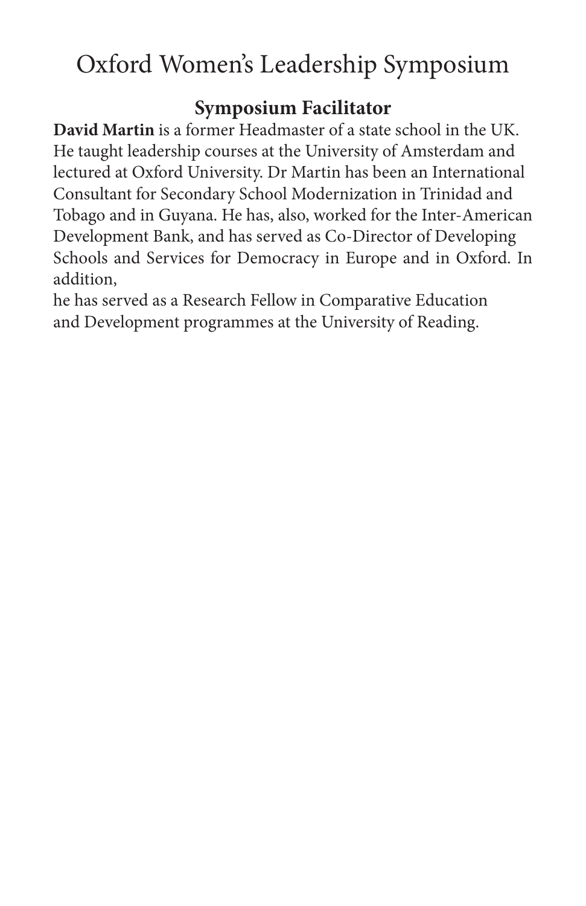# Oxford Women's Leadership Symposium

## Symposium Facilitator

**David Martin** is a former Headmaster of a state school in the UK. He taught leadership courses at the University of Amsterdam and lectured at Oxford University. Dr Martin has been an International Consultant for Secondary School Modernization in Trinidad and Tobago and in Guyana. He has, also, worked for the Inter-American Development Bank, and has served as Co-Director of Developing Schools and Services for Democracy in Europe and in Oxford. In addition, he has served as a Research Fellow in Comparative Education and Development programmes at the University of Reading.